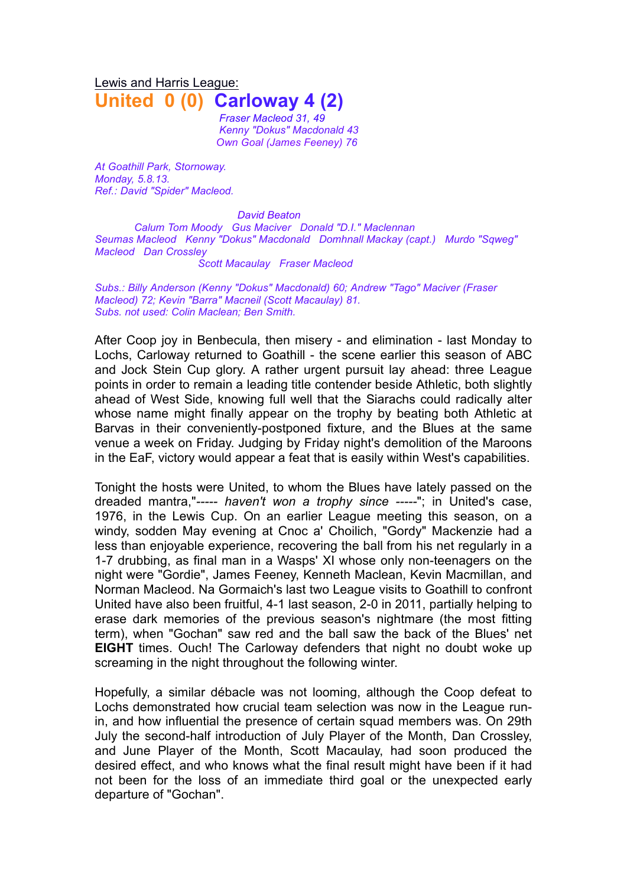Lewis and Harris League:

# United 0 (0) Carloway 4 (2)

*Fraser Macleod 31, 49*
*Kenny "Dokus" Macdonald 43*
*Own Goal (James Feeney) 76*

*At Goathill Park, Stornoway.*
*Monday, 5.8.13.*
*Ref.: David "Spider" Macleod.*

*David Beaton*
*Calum Tom Moody   Gus Maciver   Donald "D.I." Maclennan*
*Seumas Macleod   Kenny "Dokus" Macdonald   Domhnall Mackay (capt.)   Murdo "Sqweg" Macleod   Dan Crossley*
*Scott Macaulay   Fraser Macleod*

*Subs.: Billy Anderson (Kenny "Dokus" Macdonald) 60; Andrew "Tago" Maciver (Fraser Macleod) 72; Kevin "Barra" Macneil (Scott Macaulay) 81.*
*Subs. not used: Colin Maclean; Ben Smith.*

After Coop joy in Benbecula, then misery - and elimination - last Monday to Lochs, Carloway returned to Goathill - the scene earlier this season of ABC and Jock Stein Cup glory. A rather urgent pursuit lay ahead: three League points in order to remain a leading title contender beside Athletic, both slightly ahead of West Side, knowing full well that the Siarachs could radically alter whose name might finally appear on the trophy by beating both Athletic at Barvas in their conveniently-postponed fixture, and the Blues at the same venue a week on Friday. Judging by Friday night's demolition of the Maroons in the EaF, victory would appear a feat that is easily within West's capabilities.

Tonight the hosts were United, to whom the Blues have lately passed on the dreaded mantra,"----- *haven't won a trophy since* -----"; in United's case, 1976, in the Lewis Cup. On an earlier League meeting this season, on a windy, sodden May evening at Cnoc a' Choilich, "Gordy" Mackenzie had a less than enjoyable experience, recovering the ball from his net regularly in a 1-7 drubbing, as final man in a Wasps' XI whose only non-teenagers on the night were "Gordie", James Feeney, Kenneth Maclean, Kevin Macmillan, and Norman Macleod. Na Gormaich's last two League visits to Goathill to confront United have also been fruitful, 4-1 last season, 2-0 in 2011, partially helping to erase dark memories of the previous season's nightmare (the most fitting term), when "Gochan" saw red and the ball saw the back of the Blues' net **EIGHT** times. Ouch! The Carloway defenders that night no doubt woke up screaming in the night throughout the following winter.

Hopefully, a similar débacle was not looming, although the Coop defeat to Lochs demonstrated how crucial team selection was now in the League run-in, and how influential the presence of certain squad members was. On 29th July the second-half introduction of July Player of the Month, Dan Crossley, and June Player of the Month, Scott Macaulay, had soon produced the desired effect, and who knows what the final result might have been if it had not been for the loss of an immediate third goal or the unexpected early departure of "Gochan".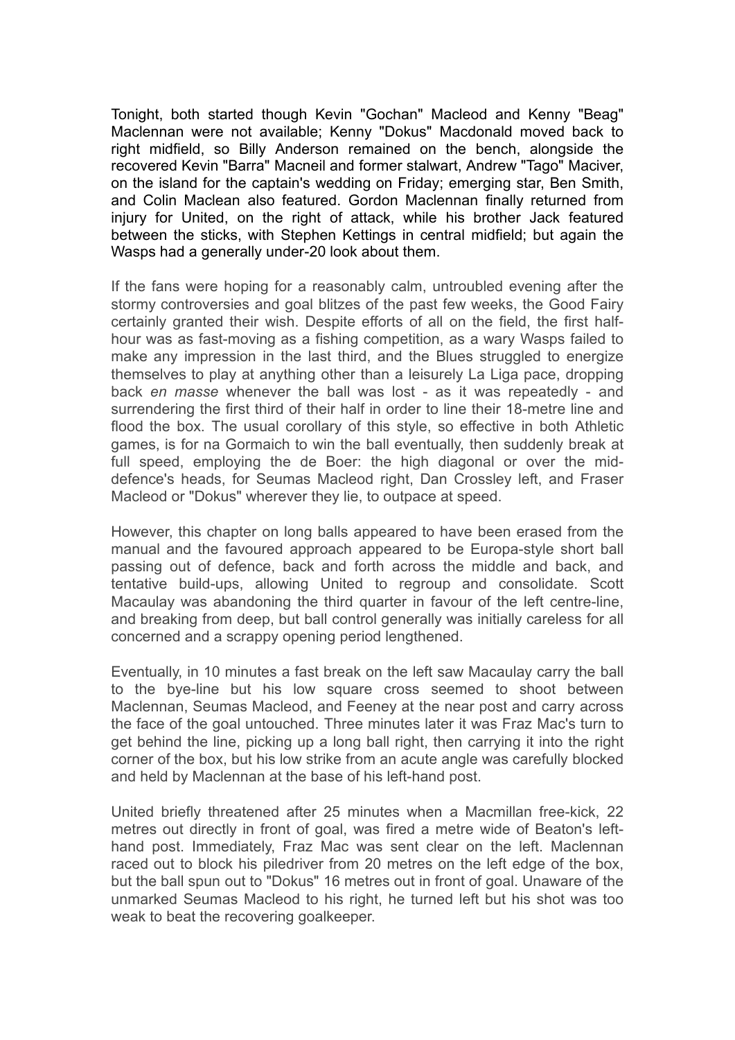Tonight, both started though Kevin "Gochan" Macleod and Kenny "Beag" Maclennan were not available; Kenny "Dokus" Macdonald moved back to right midfield, so Billy Anderson remained on the bench, alongside the recovered Kevin "Barra" Macneil and former stalwart, Andrew "Tago" Maciver, on the island for the captain's wedding on Friday; emerging star, Ben Smith, and Colin Maclean also featured. Gordon Maclennan finally returned from injury for United, on the right of attack, while his brother Jack featured between the sticks, with Stephen Kettings in central midfield; but again the Wasps had a generally under-20 look about them.

If the fans were hoping for a reasonably calm, untroubled evening after the stormy controversies and goal blitzes of the past few weeks, the Good Fairy certainly granted their wish. Despite efforts of all on the field, the first half-hour was as fast-moving as a fishing competition, as a wary Wasps failed to make any impression in the last third, and the Blues struggled to energize themselves to play at anything other than a leisurely La Liga pace, dropping back *en masse* whenever the ball was lost - as it was repeatedly - and surrendering the first third of their half in order to line their 18-metre line and flood the box. The usual corollary of this style, so effective in both Athletic games, is for na Gormaich to win the ball eventually, then suddenly break at full speed, employing the de Boer: the high diagonal or over the mid-defence's heads, for Seumas Macleod right, Dan Crossley left, and Fraser Macleod or "Dokus" wherever they lie, to outpace at speed.

However, this chapter on long balls appeared to have been erased from the manual and the favoured approach appeared to be Europa-style short ball passing out of defence, back and forth across the middle and back, and tentative build-ups, allowing United to regroup and consolidate. Scott Macaulay was abandoning the third quarter in favour of the left centre-line, and breaking from deep, but ball control generally was initially careless for all concerned and a scrappy opening period lengthened.

Eventually, in 10 minutes a fast break on the left saw Macaulay carry the ball to the bye-line but his low square cross seemed to shoot between Maclennan, Seumas Macleod, and Feeney at the near post and carry across the face of the goal untouched. Three minutes later it was Fraz Mac's turn to get behind the line, picking up a long ball right, then carrying it into the right corner of the box, but his low strike from an acute angle was carefully blocked and held by Maclennan at the base of his left-hand post.

United briefly threatened after 25 minutes when a Macmillan free-kick, 22 metres out directly in front of goal, was fired a metre wide of Beaton's left-hand post. Immediately, Fraz Mac was sent clear on the left. Maclennan raced out to block his piledriver from 20 metres on the left edge of the box, but the ball spun out to "Dokus" 16 metres out in front of goal. Unaware of the unmarked Seumas Macleod to his right, he turned left but his shot was too weak to beat the recovering goalkeeper.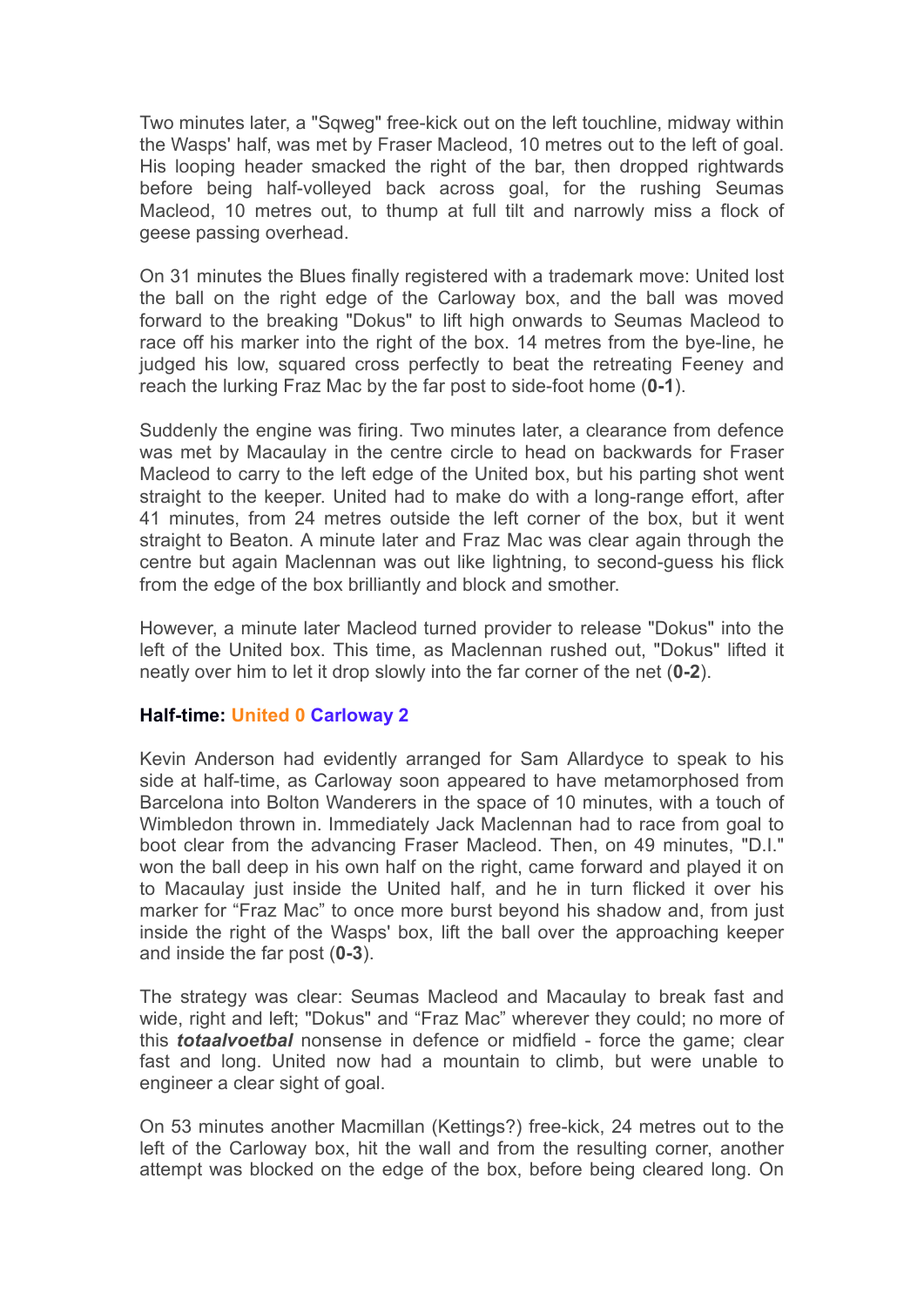Two minutes later, a "Sqweg" free-kick out on the left touchline, midway within the Wasps' half, was met by Fraser Macleod, 10 metres out to the left of goal. His looping header smacked the right of the bar, then dropped rightwards before being half-volleyed back across goal, for the rushing Seumas Macleod, 10 metres out, to thump at full tilt and narrowly miss a flock of geese passing overhead.

On 31 minutes the Blues finally registered with a trademark move: United lost the ball on the right edge of the Carloway box, and the ball was moved forward to the breaking "Dokus" to lift high onwards to Seumas Macleod to race off his marker into the right of the box. 14 metres from the bye-line, he judged his low, squared cross perfectly to beat the retreating Feeney and reach the lurking Fraz Mac by the far post to side-foot home (**0-1**).

Suddenly the engine was firing. Two minutes later, a clearance from defence was met by Macaulay in the centre circle to head on backwards for Fraser Macleod to carry to the left edge of the United box, but his parting shot went straight to the keeper. United had to make do with a long-range effort, after 41 minutes, from 24 metres outside the left corner of the box, but it went straight to Beaton. A minute later and Fraz Mac was clear again through the centre but again Maclennan was out like lightning, to second-guess his flick from the edge of the box brilliantly and block and smother.

However, a minute later Macleod turned provider to release "Dokus" into the left of the United box. This time, as Maclennan rushed out, "Dokus" lifted it neatly over him to let it drop slowly into the far corner of the net (**0-2**).

**Half-time: United 0 Carloway 2**

Kevin Anderson had evidently arranged for Sam Allardyce to speak to his side at half-time, as Carloway soon appeared to have metamorphosed from Barcelona into Bolton Wanderers in the space of 10 minutes, with a touch of Wimbledon thrown in. Immediately Jack Maclennan had to race from goal to boot clear from the advancing Fraser Macleod. Then, on 49 minutes, "D.I." won the ball deep in his own half on the right, came forward and played it on to Macaulay just inside the United half, and he in turn flicked it over his marker for "Fraz Mac" to once more burst beyond his shadow and, from just inside the right of the Wasps' box, lift the ball over the approaching keeper and inside the far post (**0-3**).

The strategy was clear: Seumas Macleod and Macaulay to break fast and wide, right and left; "Dokus" and "Fraz Mac" wherever they could; no more of this ***totaalvoetbal*** nonsense in defence or midfield - force the game; clear fast and long. United now had a mountain to climb, but were unable to engineer a clear sight of goal.

On 53 minutes another Macmillan (Kettings?) free-kick, 24 metres out to the left of the Carloway box, hit the wall and from the resulting corner, another attempt was blocked on the edge of the box, before being cleared long. On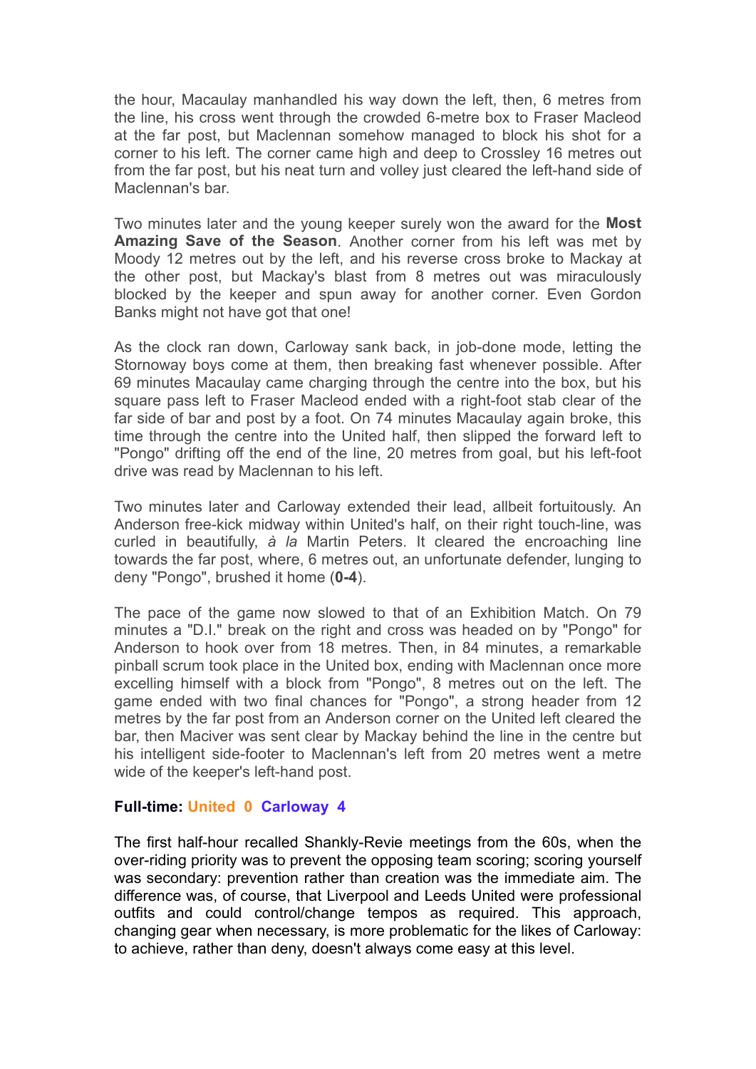the hour, Macaulay manhandled his way down the left, then, 6 metres from the line, his cross went through the crowded 6-metre box to Fraser Macleod at the far post, but Maclennan somehow managed to block his shot for a corner to his left. The corner came high and deep to Crossley 16 metres out from the far post, but his neat turn and volley just cleared the left-hand side of Maclennan's bar.

Two minutes later and the young keeper surely won the award for the **Most Amazing Save of the Season**. Another corner from his left was met by Moody 12 metres out by the left, and his reverse cross broke to Mackay at the other post, but Mackay's blast from 8 metres out was miraculously blocked by the keeper and spun away for another corner. Even Gordon Banks might not have got that one!

As the clock ran down, Carloway sank back, in job-done mode, letting the Stornoway boys come at them, then breaking fast whenever possible. After 69 minutes Macaulay came charging through the centre into the box, but his square pass left to Fraser Macleod ended with a right-foot stab clear of the far side of bar and post by a foot. On 74 minutes Macaulay again broke, this time through the centre into the United half, then slipped the forward left to "Pongo" drifting off the end of the line, 20 metres from goal, but his left-foot drive was read by Maclennan to his left.

Two minutes later and Carloway extended their lead, allbeit fortuitously. An Anderson free-kick midway within United's half, on their right touch-line, was curled in beautifully, *à la* Martin Peters. It cleared the encroaching line towards the far post, where, 6 metres out, an unfortunate defender, lunging to deny "Pongo", brushed it home (**0-4**).

The pace of the game now slowed to that of an Exhibition Match. On 79 minutes a "D.I." break on the right and cross was headed on by "Pongo" for Anderson to hook over from 18 metres. Then, in 84 minutes, a remarkable pinball scrum took place in the United box, ending with Maclennan once more excelling himself with a block from "Pongo", 8 metres out on the left. The game ended with two final chances for "Pongo", a strong header from 12 metres by the far post from an Anderson corner on the United left cleared the bar, then Maciver was sent clear by Mackay behind the line in the centre but his intelligent side-footer to Maclennan's left from 20 metres went a metre wide of the keeper's left-hand post.

**Full-time: United 0 Carloway 4**

The first half-hour recalled Shankly-Revie meetings from the 60s, when the over-riding priority was to prevent the opposing team scoring; scoring yourself was secondary: prevention rather than creation was the immediate aim. The difference was, of course, that Liverpool and Leeds United were professional outfits and could control/change tempos as required. This approach, changing gear when necessary, is more problematic for the likes of Carloway: to achieve, rather than deny, doesn't always come easy at this level.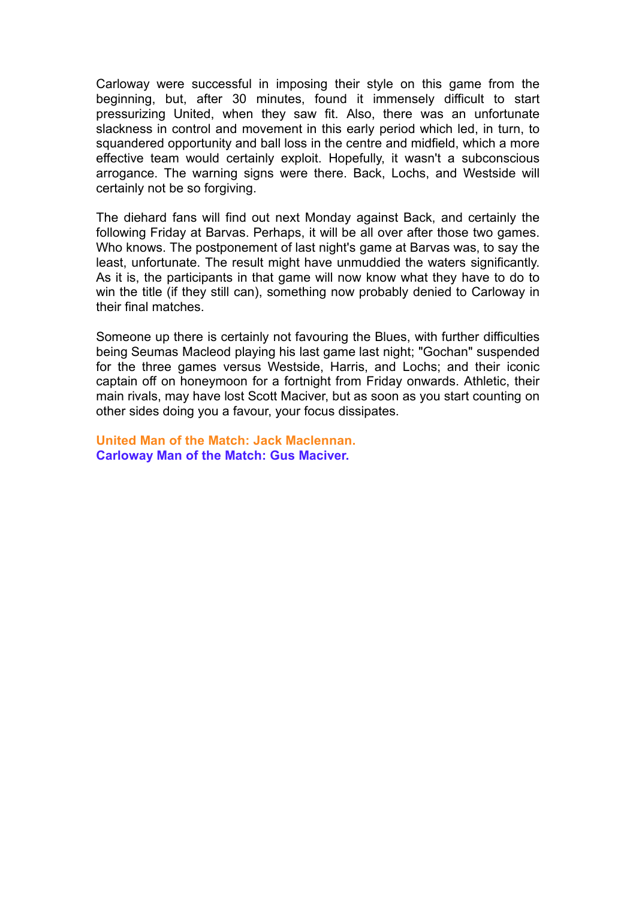Carloway were successful in imposing their style on this game from the beginning, but, after 30 minutes, found it immensely difficult to start pressurizing United, when they saw fit. Also, there was an unfortunate slackness in control and movement in this early period which led, in turn, to squandered opportunity and ball loss in the centre and midfield, which a more effective team would certainly exploit. Hopefully, it wasn't a subconscious arrogance. The warning signs were there. Back, Lochs, and Westside will certainly not be so forgiving.

The diehard fans will find out next Monday against Back, and certainly the following Friday at Barvas. Perhaps, it will be all over after those two games. Who knows. The postponement of last night's game at Barvas was, to say the least, unfortunate. The result might have unmuddied the waters significantly. As it is, the participants in that game will now know what they have to do to win the title (if they still can), something now probably denied to Carloway in their final matches.

Someone up there is certainly not favouring the Blues, with further difficulties being Seumas Macleod playing his last game last night; "Gochan" suspended for the three games versus Westside, Harris, and Lochs; and their iconic captain off on honeymoon for a fortnight from Friday onwards. Athletic, their main rivals, may have lost Scott Maciver, but as soon as you start counting on other sides doing you a favour, your focus dissipates.

**United Man of the Match: Jack Maclennan.**
**Carloway Man of the Match: Gus Maciver.**